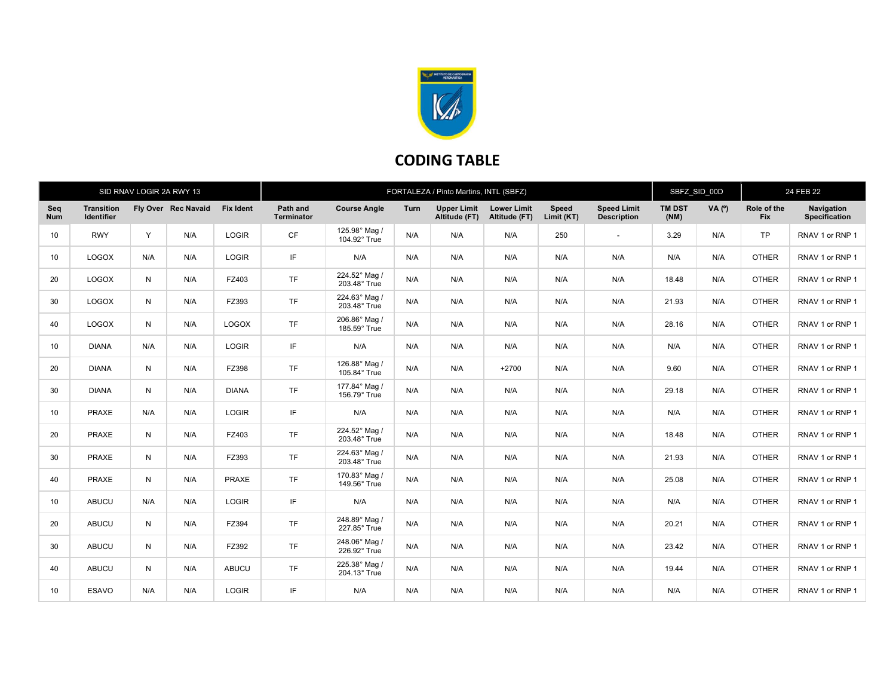# CODING TABLE

| SID RNAV LOGIR 2A RWY 13 | | | | | FORTALEZA / Pinto Martins, INTL (SBFZ) | | | | | | | SBFZ_SID_00D | | 24 FEB 22 | |
|---|---|---|---|---|---|---|---|---|---|---|---|---|---|---|---|
| Seq Num | Transition Identifier | Fly Over | Rec Navaid | Fix Ident | Path and Terminator | Course Angle | Turn | Upper Limit Altitude (FT) | Lower Limit Altitude (FT) | Speed Limit (KT) | Speed Limit Description | TM DST (NM) | VA (º) | Role of the Fix | Navigation Specification |
| 10 | RWY | Y | N/A | LOGIR | CF | 125.98° Mag / 104.92° True | N/A | N/A | N/A | 250 | - | 3.29 | N/A | TP | RNAV 1 or RNP 1 |
| 10 | LOGOX | N/A | N/A | LOGIR | IF | N/A | N/A | N/A | N/A | N/A | N/A | N/A | N/A | OTHER | RNAV 1 or RNP 1 |
| 20 | LOGOX | N | N/A | FZ403 | TF | 224.52° Mag / 203.48° True | N/A | N/A | N/A | N/A | N/A | 18.48 | N/A | OTHER | RNAV 1 or RNP 1 |
| 30 | LOGOX | N | N/A | FZ393 | TF | 224.63° Mag / 203.48° True | N/A | N/A | N/A | N/A | N/A | 21.93 | N/A | OTHER | RNAV 1 or RNP 1 |
| 40 | LOGOX | N | N/A | LOGOX | TF | 206.86° Mag / 185.59° True | N/A | N/A | N/A | N/A | N/A | 28.16 | N/A | OTHER | RNAV 1 or RNP 1 |
| 10 | DIANA | N/A | N/A | LOGIR | IF | N/A | N/A | N/A | N/A | N/A | N/A | N/A | N/A | OTHER | RNAV 1 or RNP 1 |
| 20 | DIANA | N | N/A | FZ398 | TF | 126.88° Mag / 105.84° True | N/A | N/A | +2700 | N/A | N/A | 9.60 | N/A | OTHER | RNAV 1 or RNP 1 |
| 30 | DIANA | N | N/A | DIANA | TF | 177.84° Mag / 156.79° True | N/A | N/A | N/A | N/A | N/A | 29.18 | N/A | OTHER | RNAV 1 or RNP 1 |
| 10 | PRAXE | N/A | N/A | LOGIR | IF | N/A | N/A | N/A | N/A | N/A | N/A | N/A | N/A | OTHER | RNAV 1 or RNP 1 |
| 20 | PRAXE | N | N/A | FZ403 | TF | 224.52° Mag / 203.48° True | N/A | N/A | N/A | N/A | N/A | 18.48 | N/A | OTHER | RNAV 1 or RNP 1 |
| 30 | PRAXE | N | N/A | FZ393 | TF | 224.63° Mag / 203.48° True | N/A | N/A | N/A | N/A | N/A | 21.93 | N/A | OTHER | RNAV 1 or RNP 1 |
| 40 | PRAXE | N | N/A | PRAXE | TF | 170.83° Mag / 149.56° True | N/A | N/A | N/A | N/A | N/A | 25.08 | N/A | OTHER | RNAV 1 or RNP 1 |
| 10 | ABUCU | N/A | N/A | LOGIR | IF | N/A | N/A | N/A | N/A | N/A | N/A | N/A | N/A | OTHER | RNAV 1 or RNP 1 |
| 20 | ABUCU | N | N/A | FZ394 | TF | 248.89° Mag / 227.85° True | N/A | N/A | N/A | N/A | N/A | 20.21 | N/A | OTHER | RNAV 1 or RNP 1 |
| 30 | ABUCU | N | N/A | FZ392 | TF | 248.06° Mag / 226.92° True | N/A | N/A | N/A | N/A | N/A | 23.42 | N/A | OTHER | RNAV 1 or RNP 1 |
| 40 | ABUCU | N | N/A | ABUCU | TF | 225.38° Mag / 204.13° True | N/A | N/A | N/A | N/A | N/A | 19.44 | N/A | OTHER | RNAV 1 or RNP 1 |
| 10 | ESAVO | N/A | N/A | LOGIR | IF | N/A | N/A | N/A | N/A | N/A | N/A | N/A | N/A | OTHER | RNAV 1 or RNP 1 |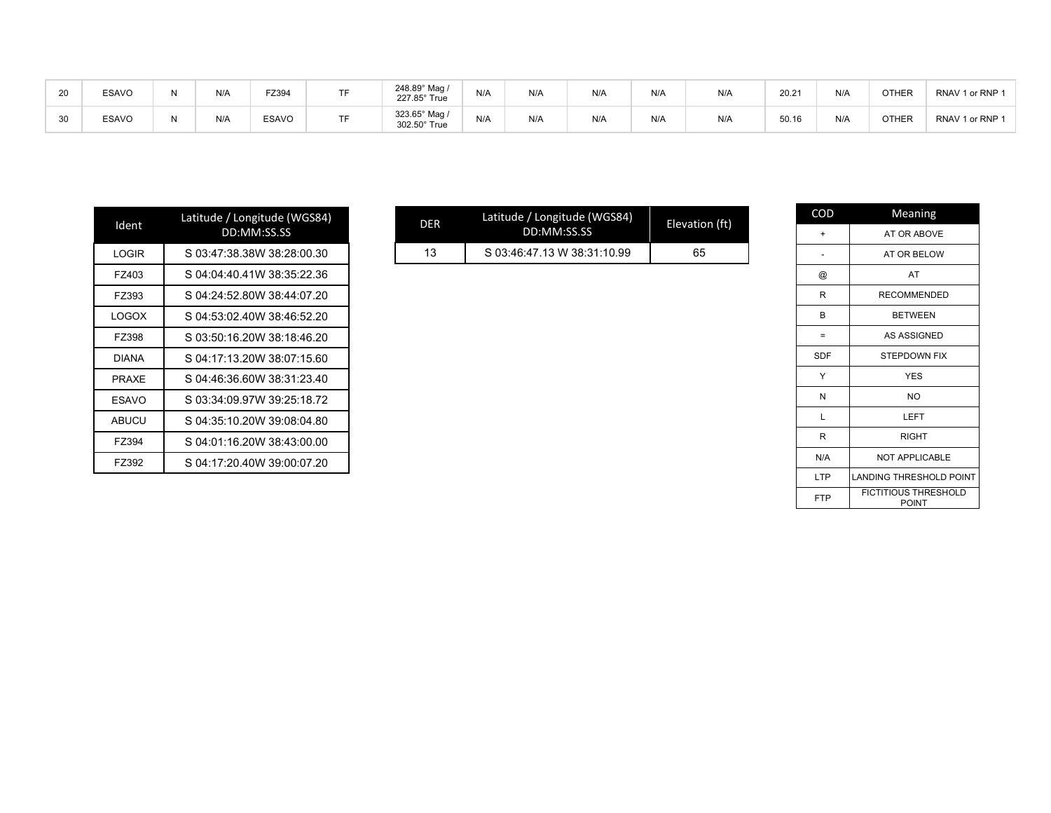| | | | | | | | | | | | | | | | |
|---|---|---|---|---|---|---|---|---|---|---|---|---|---|---|---|
| 20 | ESAVO | N | N/A | FZ394 | TF | 248.89° Mag / 227.85° True | N/A | N/A | N/A | N/A | N/A | 20.21 | N/A | OTHER | RNAV 1 or RNP 1 |
| 30 | ESAVO | N | N/A | ESAVO | TF | 323.65° Mag / 302.50° True | N/A | N/A | N/A | N/A | N/A | 50.16 | N/A | OTHER | RNAV 1 or RNP 1 |

| Ident | Latitude / Longitude (WGS84) DD:MM:SS.SS |
|---|---|
| LOGIR | S 03:47:38.38W 38:28:00.30 |
| FZ403 | S 04:04:40.41W 38:35:22.36 |
| FZ393 | S 04:24:52.80W 38:44:07.20 |
| LOGOX | S 04:53:02.40W 38:46:52.20 |
| FZ398 | S 03:50:16.20W 38:18:46.20 |
| DIANA | S 04:17:13.20W 38:07:15.60 |
| PRAXE | S 04:46:36.60W 38:31:23.40 |
| ESAVO | S 03:34:09.97W 39:25:18.72 |
| ABUCU | S 04:35:10.20W 39:08:04.80 |
| FZ394 | S 04:01:16.20W 38:43:00.00 |
| FZ392 | S 04:17:20.40W 39:00:07.20 |

| DER | Latitude / Longitude (WGS84) DD:MM:SS.SS | Elevation (ft) |
|---|---|---|
| 13 | S 03:46:47.13 W 38:31:10.99 | 65 |

| COD | Meaning |
|---|---|
| + | AT OR ABOVE |
| - | AT OR BELOW |
| @ | AT |
| R | RECOMMENDED |
| B | BETWEEN |
| = | AS ASSIGNED |
| SDF | STEPDOWN FIX |
| Y | YES |
| N | NO |
| L | LEFT |
| R | RIGHT |
| N/A | NOT APPLICABLE |
| LTP | LANDING THRESHOLD POINT |
| FTP | FICTITIOUS THRESHOLD POINT |